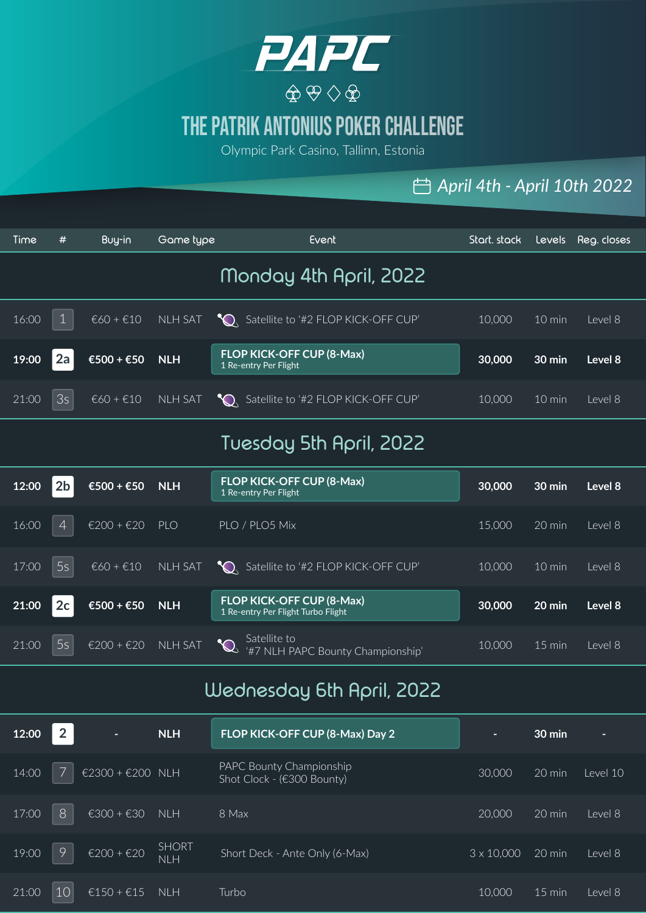# PAPC

## THE PATRIK ANTONIUS POKER CHALLENGE

Olympic Park Casino, Tallinn, Estonia

*April 4th - April 10th 2022*

| Time | # | Buy-in | Game type | Event | Start. stack | Levels | Reg. closes |
|---|---|---|---|---|---|---|---|
| **Monday 4th April, 2022** | | | | | | | |
| 16:00 | 1 | €60 + €10 | NLH SAT | Satellite to '#2 FLOP KICK-OFF CUP' | 10,000 | 10 min | Level 8 |
| **19:00** | **2a** | **€500 + €50** | **NLH** | **FLOP KICK-OFF CUP (8-Max)** 1 Re-entry Per Flight | **30,000** | **30 min** | **Level 8** |
| 21:00 | 3s | €60 + €10 | NLH SAT | Satellite to '#2 FLOP KICK-OFF CUP' | 10,000 | 10 min | Level 8 |
| **Tuesday 5th April, 2022** | | | | | | | |
| **12:00** | **2b** | **€500 + €50** | **NLH** | **FLOP KICK-OFF CUP (8-Max)** 1 Re-entry Per Flight | **30,000** | **30 min** | **Level 8** |
| 16:00 | 4 | €200 + €20 | PLO | PLO / PLO5 Mix | 15,000 | 20 min | Level 8 |
| 17:00 | 5s | €60 + €10 | NLH SAT | Satellite to '#2 FLOP KICK-OFF CUP' | 10,000 | 10 min | Level 8 |
| **21:00** | **2c** | **€500 + €50** | **NLH** | **FLOP KICK-OFF CUP (8-Max)** 1 Re-entry Per Flight Turbo Flight | **30,000** | **20 min** | **Level 8** |
| 21:00 | 5s | €200 + €20 | NLH SAT | Satellite to '#7 NLH PAPC Bounty Championship' | 10,000 | 15 min | Level 8 |
| **Wednesday 6th April, 2022** | | | | | | | |
| **12:00** | **2** | - | **NLH** | **FLOP KICK-OFF CUP (8-Max) Day 2** | - | **30 min** | - |
| 14:00 | 7 | €2300 + €200 | NLH | PAPC Bounty Championship Shot Clock - (€300 Bounty) | 30,000 | 20 min | Level 10 |
| 17:00 | 8 | €300 + €30 | NLH | 8 Max | 20,000 | 20 min | Level 8 |
| 19:00 | 9 | €200 + €20 | SHORT NLH | Short Deck - Ante Only (6-Max) | 3 x 10,000 | 20 min | Level 8 |
| 21:00 | 10 | €150 + €15 | NLH | Turbo | 10,000 | 15 min | Level 8 |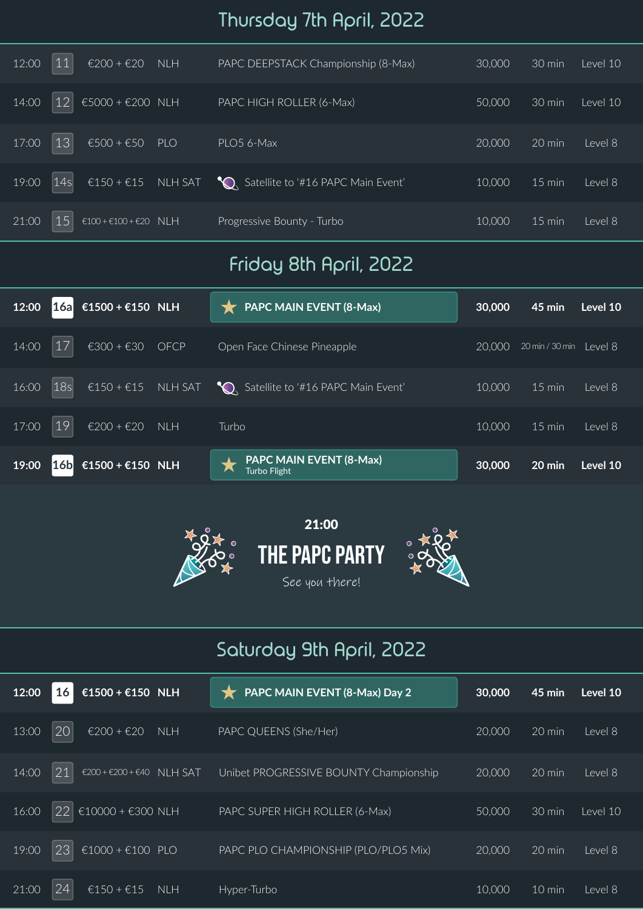## Thursday 7th April, 2022

| Time | # | Buy-in | Game | Event | Stack | Levels | Late Reg |
|---|---|---|---|---|---|---|---|
| 12:00 | 11 | €200 + €20 | NLH | PAPC DEEPSTACK Championship (8-Max) | 30,000 | 30 min | Level 10 |
| 14:00 | 12 | €5000 + €200 | NLH | PAPC HIGH ROLLER (6-Max) | 50,000 | 30 min | Level 10 |
| 17:00 | 13 | €500 + €50 | PLO | PLO5 6-Max | 20,000 | 20 min | Level 8 |
| 19:00 | 14s | €150 + €15 | NLH SAT | Satellite to '#16 PAPC Main Event' | 10,000 | 15 min | Level 8 |
| 21:00 | 15 | €100 + €100 + €20 | NLH | Progressive Bounty - Turbo | 10,000 | 15 min | Level 8 |

## Friday 8th April, 2022

| Time | # | Buy-in | Game | Event | Stack | Levels | Late Reg |
|---|---|---|---|---|---|---|---|
| **12:00** | **16a** | **€1500 + €150** | **NLH** | **★ PAPC MAIN EVENT (8-Max)** | **30,000** | **45 min** | **Level 10** |
| 14:00 | 17 | €300 + €30 | OFCP | Open Face Chinese Pineapple | 20,000 | 20 min / 30 min | Level 8 |
| 16:00 | 18s | €150 + €15 | NLH SAT | Satellite to '#16 PAPC Main Event' | 10,000 | 15 min | Level 8 |
| 17:00 | 19 | €200 + €20 | NLH | Turbo | 10,000 | 15 min | Level 8 |
| **19:00** | **16b** | **€1500 + €150** | **NLH** | **★ PAPC MAIN EVENT (8-Max)** Turbo Flight | **30,000** | **20 min** | **Level 10** |

**21:00**

**THE PAPC PARTY**

*See you there!*

## Saturday 9th April, 2022

| Time | # | Buy-in | Game | Event | Stack | Levels | Late Reg |
|---|---|---|---|---|---|---|---|
| **12:00** | **16** | **€1500 + €150** | **NLH** | **★ PAPC MAIN EVENT (8-Max) Day 2** | **30,000** | **45 min** | **Level 10** |
| 13:00 | 20 | €200 + €20 | NLH | PAPC QUEENS (She/Her) | 20,000 | 20 min | Level 8 |
| 14:00 | 21 | €200 + €200 + €40 | NLH SAT | Unibet PROGRESSIVE BOUNTY Championship | 20,000 | 20 min | Level 8 |
| 16:00 | 22 | €10000 + €300 | NLH | PAPC SUPER HIGH ROLLER (6-Max) | 50,000 | 30 min | Level 10 |
| 19:00 | 23 | €1000 + €100 | PLO | PAPC PLO CHAMPIONSHIP (PLO/PLO5 Mix) | 20,000 | 20 min | Level 8 |
| 21:00 | 24 | €150 + €15 | NLH | Hyper-Turbo | 10,000 | 10 min | Level 8 |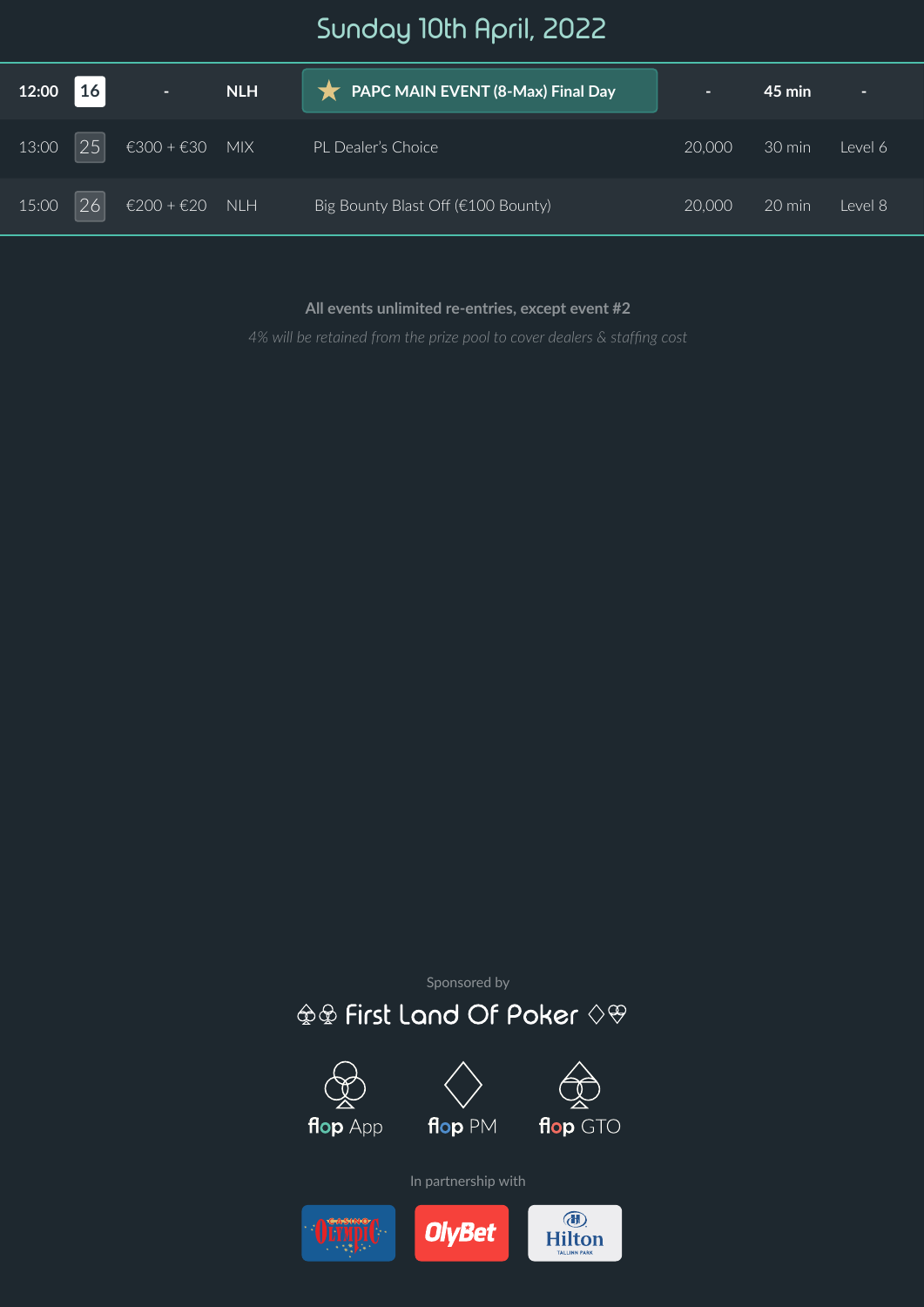# Sunday 10th April, 2022

| | | | | | | | |
|---|---|---|---|---|---|---|---|
| **12:00** | **16** | - | **NLH** | **★ PAPC MAIN EVENT (8-Max) Final Day** | - | **45 min** | - |
| 13:00 | 25 | €300 + €30 | MIX | PL Dealer's Choice | 20,000 | 30 min | Level 6 |
| 15:00 | 26 | €200 + €20 | NLH | Big Bounty Blast Off (€100 Bounty) | 20,000 | 20 min | Level 8 |

**All events unlimited re-entries, except event #2**

*4% will be retained from the prize pool to cover dealers & staffing cost*

Sponsored by

First Land Of Poker

flop App    flop PM    flop GTO

In partnership with

Olympic    OlyBet    Hilton Tallinn Park